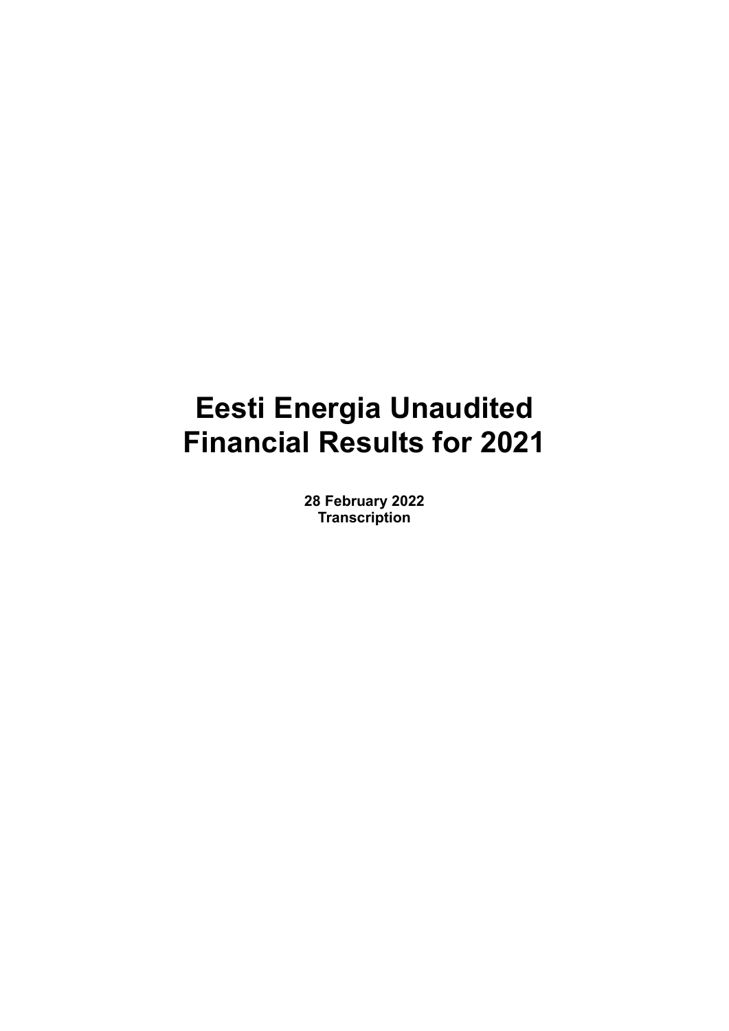# Eesti Energia Unaudited Financial Results for 2021

**28 February 2022**
**Transcription**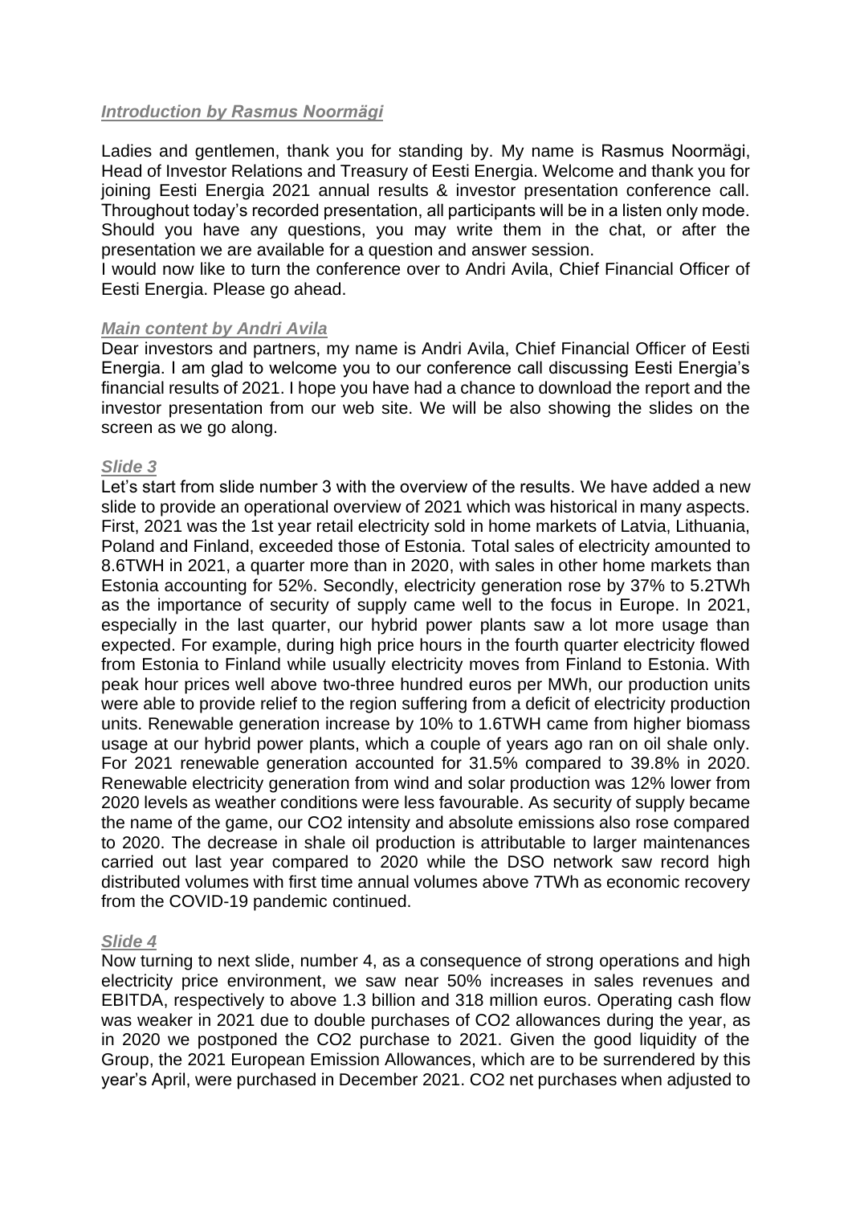### *Introduction by Rasmus Noormägi*

Ladies and gentlemen, thank you for standing by. My name is Rasmus Noormägi, Head of Investor Relations and Treasury of Eesti Energia. Welcome and thank you for joining Eesti Energia 2021 annual results & investor presentation conference call. Throughout today's recorded presentation, all participants will be in a listen only mode. Should you have any questions, you may write them in the chat, or after the presentation we are available for a question and answer session.

I would now like to turn the conference over to Andri Avila, Chief Financial Officer of Eesti Energia. Please go ahead.

### *Main content by Andri Avila*

Dear investors and partners, my name is Andri Avila, Chief Financial Officer of Eesti Energia. I am glad to welcome you to our conference call discussing Eesti Energia's financial results of 2021. I hope you have had a chance to download the report and the investor presentation from our web site. We will be also showing the slides on the screen as we go along.

### *Slide 3*

Let's start from slide number 3 with the overview of the results. We have added a new slide to provide an operational overview of 2021 which was historical in many aspects. First, 2021 was the 1st year retail electricity sold in home markets of Latvia, Lithuania, Poland and Finland, exceeded those of Estonia. Total sales of electricity amounted to 8.6TWH in 2021, a quarter more than in 2020, with sales in other home markets than Estonia accounting for 52%. Secondly, electricity generation rose by 37% to 5.2TWh as the importance of security of supply came well to the focus in Europe. In 2021, especially in the last quarter, our hybrid power plants saw a lot more usage than expected. For example, during high price hours in the fourth quarter electricity flowed from Estonia to Finland while usually electricity moves from Finland to Estonia. With peak hour prices well above two-three hundred euros per MWh, our production units were able to provide relief to the region suffering from a deficit of electricity production units. Renewable generation increase by 10% to 1.6TWH came from higher biomass usage at our hybrid power plants, which a couple of years ago ran on oil shale only. For 2021 renewable generation accounted for 31.5% compared to 39.8% in 2020. Renewable electricity generation from wind and solar production was 12% lower from 2020 levels as weather conditions were less favourable. As security of supply became the name of the game, our $CO_2$ intensity and absolute emissions also rose compared to 2020. The decrease in shale oil production is attributable to larger maintenances carried out last year compared to 2020 while the DSO network saw record high distributed volumes with first time annual volumes above 7TWh as economic recovery from the COVID-19 pandemic continued.

### *Slide 4*

Now turning to next slide, number 4, as a consequence of strong operations and high electricity price environment, we saw near 50% increases in sales revenues and EBITDA, respectively to above 1.3 billion and 318 million euros. Operating cash flow was weaker in 2021 due to double purchases of $CO_2$ allowances during the year, as in 2020 we postponed the $CO_2$ purchase to 2021. Given the good liquidity of the Group, the 2021 European Emission Allowances, which are to be surrendered by this year's April, were purchased in December 2021. $CO_2$ net purchases when adjusted to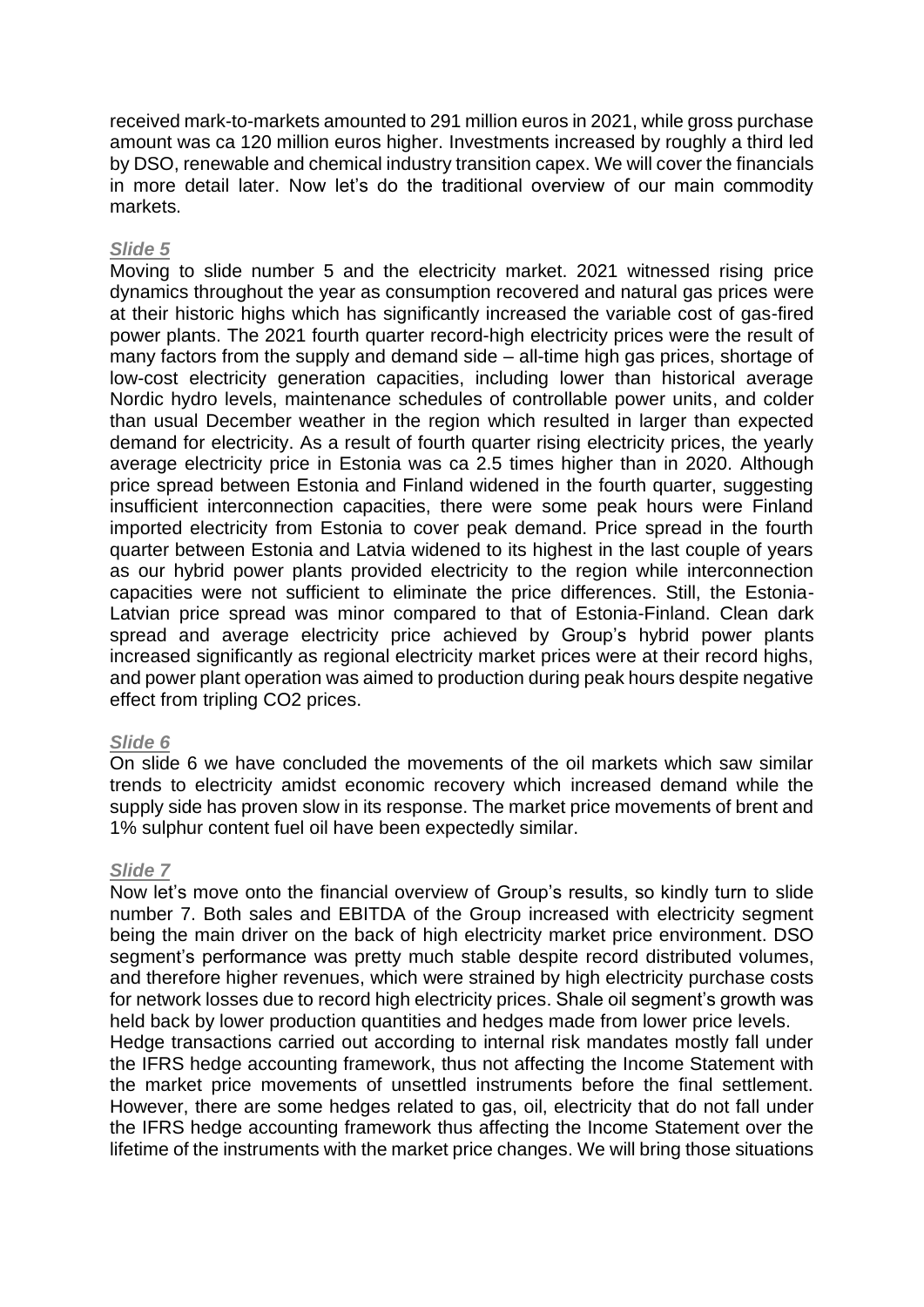received mark-to-markets amounted to 291 million euros in 2021, while gross purchase amount was ca 120 million euros higher. Investments increased by roughly a third led by DSO, renewable and chemical industry transition capex. We will cover the financials in more detail later. Now let's do the traditional overview of our main commodity markets.

***Slide 5***

Moving to slide number 5 and the electricity market. 2021 witnessed rising price dynamics throughout the year as consumption recovered and natural gas prices were at their historic highs which has significantly increased the variable cost of gas-fired power plants. The 2021 fourth quarter record-high electricity prices were the result of many factors from the supply and demand side – all-time high gas prices, shortage of low-cost electricity generation capacities, including lower than historical average Nordic hydro levels, maintenance schedules of controllable power units, and colder than usual December weather in the region which resulted in larger than expected demand for electricity. As a result of fourth quarter rising electricity prices, the yearly average electricity price in Estonia was ca 2.5 times higher than in 2020. Although price spread between Estonia and Finland widened in the fourth quarter, suggesting insufficient interconnection capacities, there were some peak hours were Finland imported electricity from Estonia to cover peak demand. Price spread in the fourth quarter between Estonia and Latvia widened to its highest in the last couple of years as our hybrid power plants provided electricity to the region while interconnection capacities were not sufficient to eliminate the price differences. Still, the Estonia-Latvian price spread was minor compared to that of Estonia-Finland. Clean dark spread and average electricity price achieved by Group's hybrid power plants increased significantly as regional electricity market prices were at their record highs, and power plant operation was aimed to production during peak hours despite negative effect from tripling CO2 prices.

***Slide 6***

On slide 6 we have concluded the movements of the oil markets which saw similar trends to electricity amidst economic recovery which increased demand while the supply side has proven slow in its response. The market price movements of brent and 1% sulphur content fuel oil have been expectedly similar.

***Slide 7***

Now let's move onto the financial overview of Group's results, so kindly turn to slide number 7. Both sales and EBITDA of the Group increased with electricity segment being the main driver on the back of high electricity market price environment. DSO segment's performance was pretty much stable despite record distributed volumes, and therefore higher revenues, which were strained by high electricity purchase costs for network losses due to record high electricity prices. Shale oil segment's growth was held back by lower production quantities and hedges made from lower price levels.

Hedge transactions carried out according to internal risk mandates mostly fall under the IFRS hedge accounting framework, thus not affecting the Income Statement with the market price movements of unsettled instruments before the final settlement. However, there are some hedges related to gas, oil, electricity that do not fall under the IFRS hedge accounting framework thus affecting the Income Statement over the lifetime of the instruments with the market price changes. We will bring those situations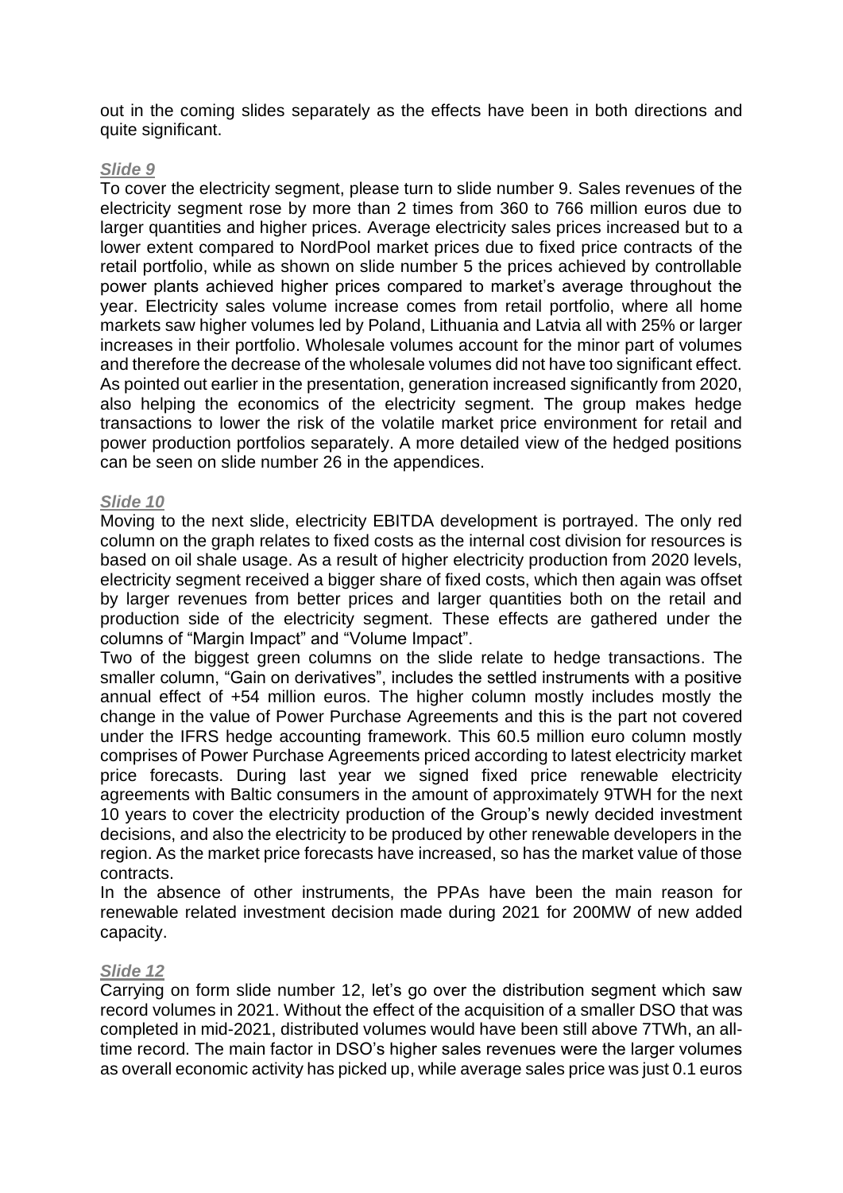out in the coming slides separately as the effects have been in both directions and quite significant.

### *Slide 9*

To cover the electricity segment, please turn to slide number 9. Sales revenues of the electricity segment rose by more than 2 times from 360 to 766 million euros due to larger quantities and higher prices. Average electricity sales prices increased but to a lower extent compared to NordPool market prices due to fixed price contracts of the retail portfolio, while as shown on slide number 5 the prices achieved by controllable power plants achieved higher prices compared to market's average throughout the year. Electricity sales volume increase comes from retail portfolio, where all home markets saw higher volumes led by Poland, Lithuania and Latvia all with 25% or larger increases in their portfolio. Wholesale volumes account for the minor part of volumes and therefore the decrease of the wholesale volumes did not have too significant effect. As pointed out earlier in the presentation, generation increased significantly from 2020, also helping the economics of the electricity segment. The group makes hedge transactions to lower the risk of the volatile market price environment for retail and power production portfolios separately. A more detailed view of the hedged positions can be seen on slide number 26 in the appendices.

### *Slide 10*

Moving to the next slide, electricity EBITDA development is portrayed. The only red column on the graph relates to fixed costs as the internal cost division for resources is based on oil shale usage. As a result of higher electricity production from 2020 levels, electricity segment received a bigger share of fixed costs, which then again was offset by larger revenues from better prices and larger quantities both on the retail and production side of the electricity segment. These effects are gathered under the columns of "Margin Impact" and "Volume Impact".

Two of the biggest green columns on the slide relate to hedge transactions. The smaller column, "Gain on derivatives", includes the settled instruments with a positive annual effect of +54 million euros. The higher column mostly includes mostly the change in the value of Power Purchase Agreements and this is the part not covered under the IFRS hedge accounting framework. This 60.5 million euro column mostly comprises of Power Purchase Agreements priced according to latest electricity market price forecasts. During last year we signed fixed price renewable electricity agreements with Baltic consumers in the amount of approximately 9TWH for the next 10 years to cover the electricity production of the Group's newly decided investment decisions, and also the electricity to be produced by other renewable developers in the region. As the market price forecasts have increased, so has the market value of those contracts.

In the absence of other instruments, the PPAs have been the main reason for renewable related investment decision made during 2021 for 200MW of new added capacity.

### *Slide 12*

Carrying on form slide number 12, let's go over the distribution segment which saw record volumes in 2021. Without the effect of the acquisition of a smaller DSO that was completed in mid-2021, distributed volumes would have been still above 7TWh, an all-time record. The main factor in DSO's higher sales revenues were the larger volumes as overall economic activity has picked up, while average sales price was just 0.1 euros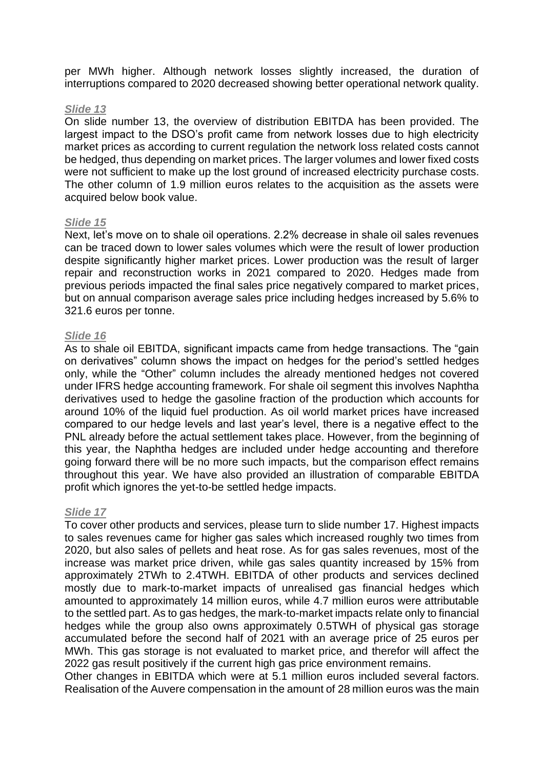per MWh higher. Although network losses slightly increased, the duration of interruptions compared to 2020 decreased showing better operational network quality.

### *Slide 13*

On slide number 13, the overview of distribution EBITDA has been provided. The largest impact to the DSO's profit came from network losses due to high electricity market prices as according to current regulation the network loss related costs cannot be hedged, thus depending on market prices. The larger volumes and lower fixed costs were not sufficient to make up the lost ground of increased electricity purchase costs. The other column of 1.9 million euros relates to the acquisition as the assets were acquired below book value.

### *Slide 15*

Next, let's move on to shale oil operations. 2.2% decrease in shale oil sales revenues can be traced down to lower sales volumes which were the result of lower production despite significantly higher market prices. Lower production was the result of larger repair and reconstruction works in 2021 compared to 2020. Hedges made from previous periods impacted the final sales price negatively compared to market prices, but on annual comparison average sales price including hedges increased by 5.6% to 321.6 euros per tonne.

### *Slide 16*

As to shale oil EBITDA, significant impacts came from hedge transactions. The "gain on derivatives" column shows the impact on hedges for the period's settled hedges only, while the "Other" column includes the already mentioned hedges not covered under IFRS hedge accounting framework. For shale oil segment this involves Naphtha derivatives used to hedge the gasoline fraction of the production which accounts for around 10% of the liquid fuel production. As oil world market prices have increased compared to our hedge levels and last year's level, there is a negative effect to the PNL already before the actual settlement takes place. However, from the beginning of this year, the Naphtha hedges are included under hedge accounting and therefore going forward there will be no more such impacts, but the comparison effect remains throughout this year. We have also provided an illustration of comparable EBITDA profit which ignores the yet-to-be settled hedge impacts.

### *Slide 17*

To cover other products and services, please turn to slide number 17. Highest impacts to sales revenues came for higher gas sales which increased roughly two times from 2020, but also sales of pellets and heat rose. As for gas sales revenues, most of the increase was market price driven, while gas sales quantity increased by 15% from approximately 2TWh to 2.4TWH. EBITDA of other products and services declined mostly due to mark-to-market impacts of unrealised gas financial hedges which amounted to approximately 14 million euros, while 4.7 million euros were attributable to the settled part. As to gas hedges, the mark-to-market impacts relate only to financial hedges while the group also owns approximately 0.5TWH of physical gas storage accumulated before the second half of 2021 with an average price of 25 euros per MWh. This gas storage is not evaluated to market price, and therefor will affect the 2022 gas result positively if the current high gas price environment remains.

Other changes in EBITDA which were at 5.1 million euros included several factors. Realisation of the Auvere compensation in the amount of 28 million euros was the main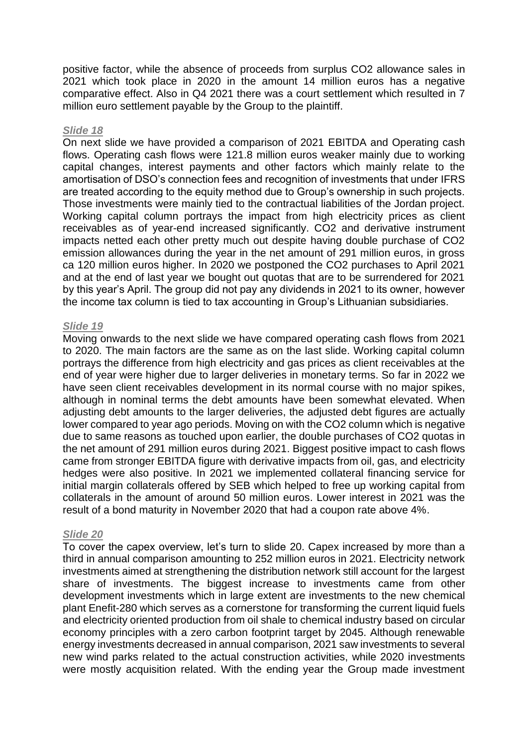positive factor, while the absence of proceeds from surplus $CO_2$ allowance sales in 2021 which took place in 2020 in the amount 14 million euros has a negative comparative effect. Also in Q4 2021 there was a court settlement which resulted in 7 million euro settlement payable by the Group to the plaintiff.

***Slide 18***

On next slide we have provided a comparison of 2021 EBITDA and Operating cash flows. Operating cash flows were 121.8 million euros weaker mainly due to working capital changes, interest payments and other factors which mainly relate to the amortisation of DSO's connection fees and recognition of investments that under IFRS are treated according to the equity method due to Group's ownership in such projects. Those investments were mainly tied to the contractual liabilities of the Jordan project. Working capital column portrays the impact from high electricity prices as client receivables as of year-end increased significantly. $CO_2$ and derivative instrument impacts netted each other pretty much out despite having double purchase of $CO_2$ emission allowances during the year in the net amount of 291 million euros, in gross ca 120 million euros higher. In 2020 we postponed the $CO_2$ purchases to April 2021 and at the end of last year we bought out quotas that are to be surrendered for 2021 by this year's April. The group did not pay any dividends in 2021 to its owner, however the income tax column is tied to tax accounting in Group's Lithuanian subsidiaries.

***Slide 19***

Moving onwards to the next slide we have compared operating cash flows from 2021 to 2020. The main factors are the same as on the last slide. Working capital column portrays the difference from high electricity and gas prices as client receivables at the end of year were higher due to larger deliveries in monetary terms. So far in 2022 we have seen client receivables development in its normal course with no major spikes, although in nominal terms the debt amounts have been somewhat elevated. When adjusting debt amounts to the larger deliveries, the adjusted debt figures are actually lower compared to year ago periods. Moving on with the $CO_2$ column which is negative due to same reasons as touched upon earlier, the double purchases of $CO_2$ quotas in the net amount of 291 million euros during 2021. Biggest positive impact to cash flows came from stronger EBITDA figure with derivative impacts from oil, gas, and electricity hedges were also positive. In 2021 we implemented collateral financing service for initial margin collaterals offered by SEB which helped to free up working capital from collaterals in the amount of around 50 million euros. Lower interest in 2021 was the result of a bond maturity in November 2020 that had a coupon rate above 4%.

***Slide 20***

To cover the capex overview, let's turn to slide 20. Capex increased by more than a third in annual comparison amounting to 252 million euros in 2021. Electricity network investments aimed at strengthening the distribution network still account for the largest share of investments. The biggest increase to investments came from other development investments which in large extent are investments to the new chemical plant Enefit-280 which serves as a cornerstone for transforming the current liquid fuels and electricity oriented production from oil shale to chemical industry based on circular economy principles with a zero carbon footprint target by 2045. Although renewable energy investments decreased in annual comparison, 2021 saw investments to several new wind parks related to the actual construction activities, while 2020 investments were mostly acquisition related. With the ending year the Group made investment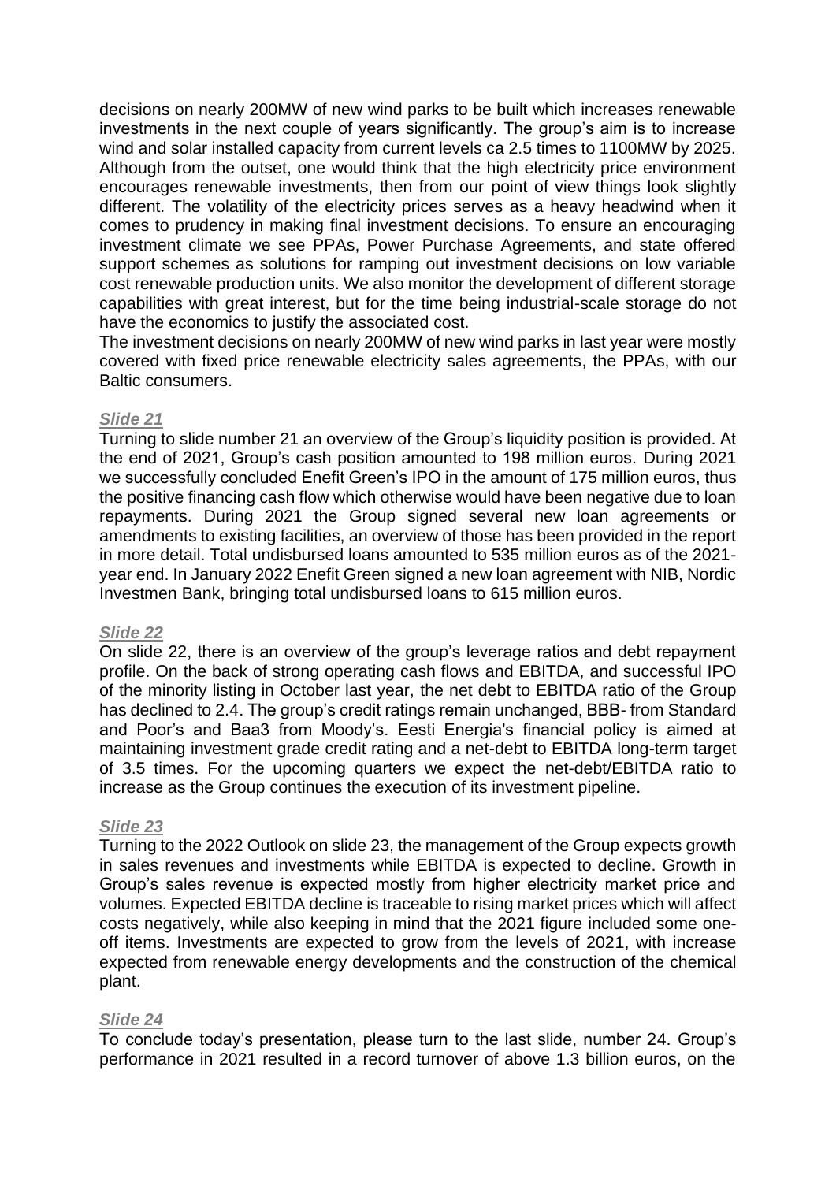decisions on nearly 200MW of new wind parks to be built which increases renewable investments in the next couple of years significantly. The group's aim is to increase wind and solar installed capacity from current levels ca 2.5 times to 1100MW by 2025. Although from the outset, one would think that the high electricity price environment encourages renewable investments, then from our point of view things look slightly different. The volatility of the electricity prices serves as a heavy headwind when it comes to prudency in making final investment decisions. To ensure an encouraging investment climate we see PPAs, Power Purchase Agreements, and state offered support schemes as solutions for ramping out investment decisions on low variable cost renewable production units. We also monitor the development of different storage capabilities with great interest, but for the time being industrial-scale storage do not have the economics to justify the associated cost.

The investment decisions on nearly 200MW of new wind parks in last year were mostly covered with fixed price renewable electricity sales agreements, the PPAs, with our Baltic consumers.

***Slide 21***

Turning to slide number 21 an overview of the Group's liquidity position is provided. At the end of 2021, Group's cash position amounted to 198 million euros. During 2021 we successfully concluded Enefit Green's IPO in the amount of 175 million euros, thus the positive financing cash flow which otherwise would have been negative due to loan repayments. During 2021 the Group signed several new loan agreements or amendments to existing facilities, an overview of those has been provided in the report in more detail. Total undisbursed loans amounted to 535 million euros as of the 2021-year end. In January 2022 Enefit Green signed a new loan agreement with NIB, Nordic Investmen Bank, bringing total undisbursed loans to 615 million euros.

***Slide 22***

On slide 22, there is an overview of the group's leverage ratios and debt repayment profile. On the back of strong operating cash flows and EBITDA, and successful IPO of the minority listing in October last year, the net debt to EBITDA ratio of the Group has declined to 2.4. The group's credit ratings remain unchanged, BBB- from Standard and Poor's and Baa3 from Moody's. Eesti Energia's financial policy is aimed at maintaining investment grade credit rating and a net-debt to EBITDA long-term target of 3.5 times. For the upcoming quarters we expect the net-debt/EBITDA ratio to increase as the Group continues the execution of its investment pipeline.

***Slide 23***

Turning to the 2022 Outlook on slide 23, the management of the Group expects growth in sales revenues and investments while EBITDA is expected to decline. Growth in Group's sales revenue is expected mostly from higher electricity market price and volumes. Expected EBITDA decline is traceable to rising market prices which will affect costs negatively, while also keeping in mind that the 2021 figure included some one-off items. Investments are expected to grow from the levels of 2021, with increase expected from renewable energy developments and the construction of the chemical plant.

***Slide 24***

To conclude today's presentation, please turn to the last slide, number 24. Group's performance in 2021 resulted in a record turnover of above 1.3 billion euros, on the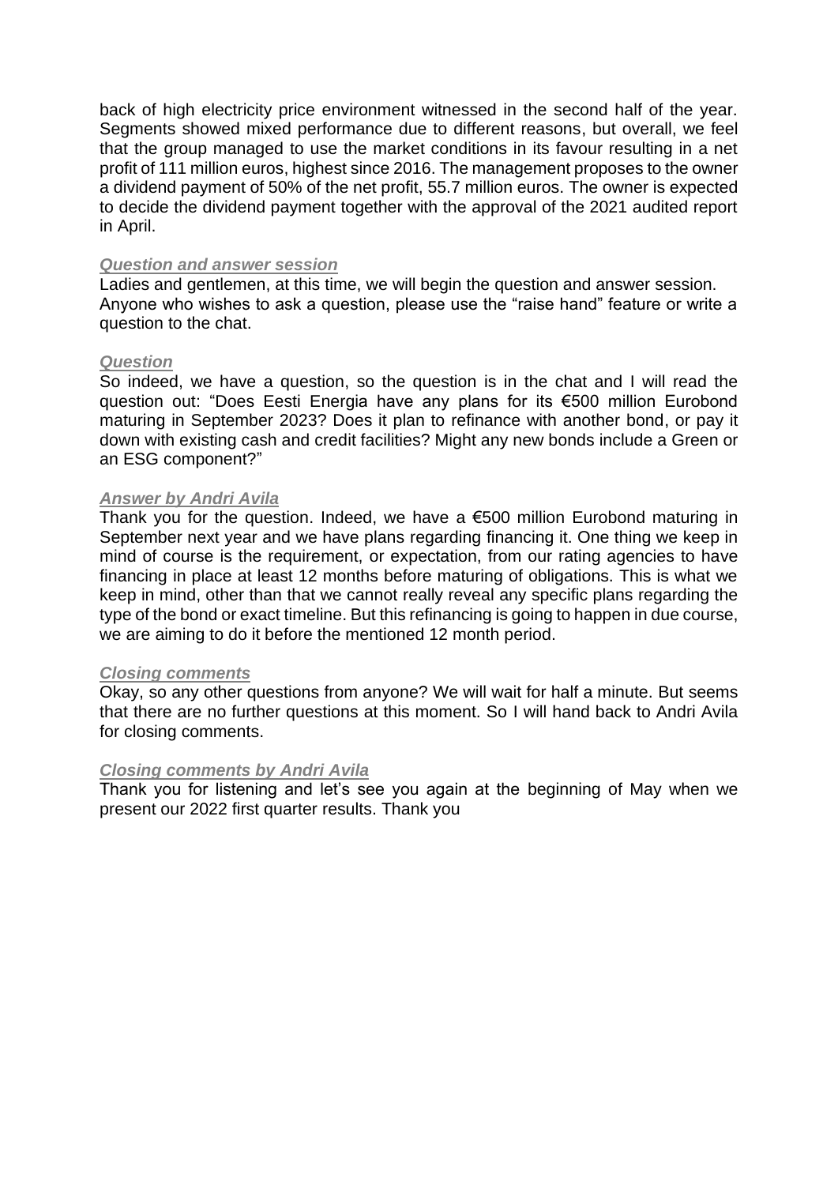back of high electricity price environment witnessed in the second half of the year. Segments showed mixed performance due to different reasons, but overall, we feel that the group managed to use the market conditions in its favour resulting in a net profit of 111 million euros, highest since 2016. The management proposes to the owner a dividend payment of 50% of the net profit, 55.7 million euros. The owner is expected to decide the dividend payment together with the approval of the 2021 audited report in April.

***Question and answer session***

Ladies and gentlemen, at this time, we will begin the question and answer session. Anyone who wishes to ask a question, please use the "raise hand" feature or write a question to the chat.

***Question***

So indeed, we have a question, so the question is in the chat and I will read the question out: "Does Eesti Energia have any plans for its €500 million Eurobond maturing in September 2023? Does it plan to refinance with another bond, or pay it down with existing cash and credit facilities? Might any new bonds include a Green or an ESG component?"

***Answer by Andri Avila***

Thank you for the question. Indeed, we have a €500 million Eurobond maturing in September next year and we have plans regarding financing it. One thing we keep in mind of course is the requirement, or expectation, from our rating agencies to have financing in place at least 12 months before maturing of obligations. This is what we keep in mind, other than that we cannot really reveal any specific plans regarding the type of the bond or exact timeline. But this refinancing is going to happen in due course, we are aiming to do it before the mentioned 12 month period.

***Closing comments***

Okay, so any other questions from anyone? We will wait for half a minute. But seems that there are no further questions at this moment. So I will hand back to Andri Avila for closing comments.

***Closing comments by Andri Avila***

Thank you for listening and let's see you again at the beginning of May when we present our 2022 first quarter results. Thank you